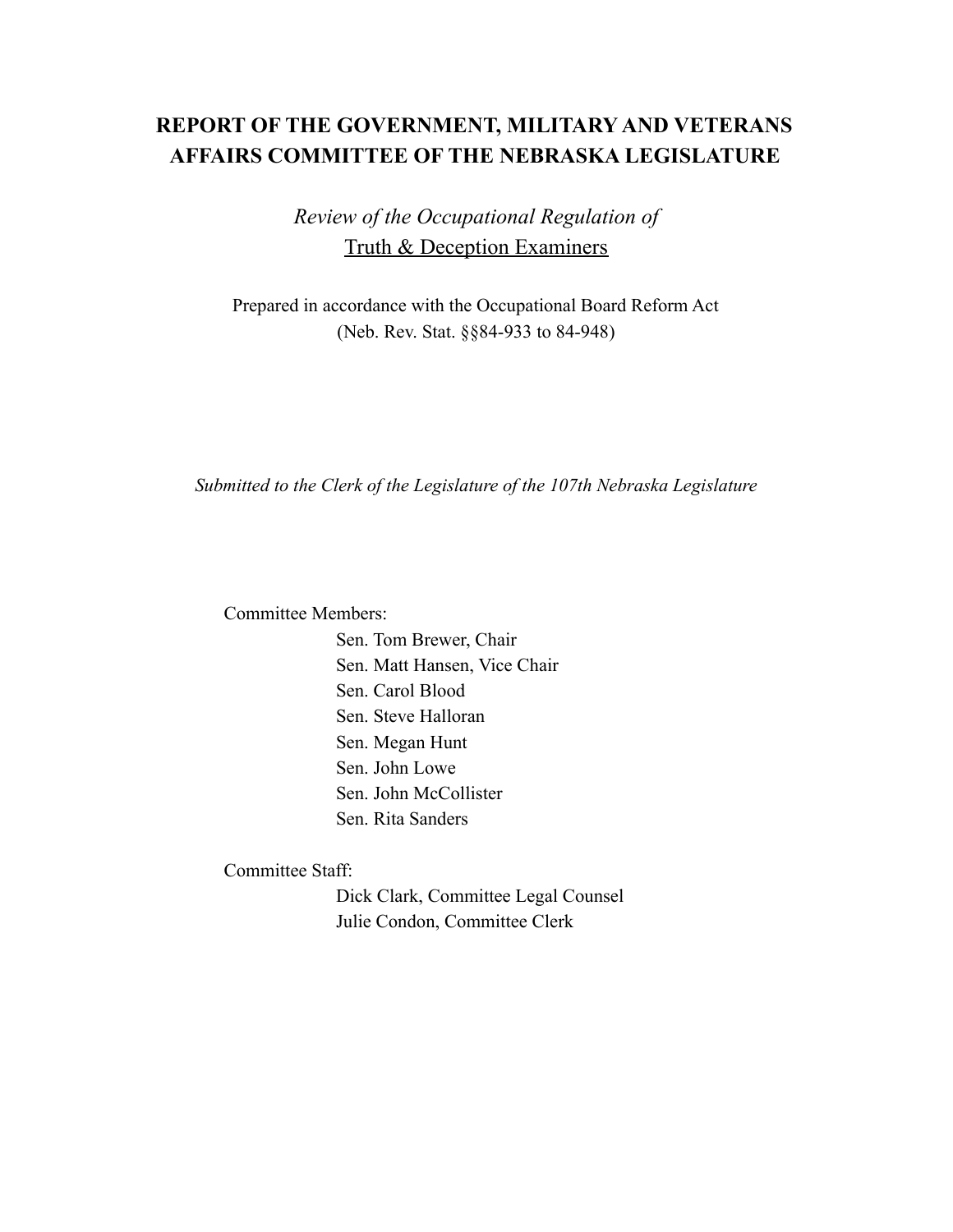# REPORT OF THE GOVERNMENT, MILITARY AND VETERANS AFFAIRS COMMITTEE OF THE NEBRASKA LEGISLATURE

*Review of the Occupational Regulation of*
<u>Truth & Deception Examiners</u>

Prepared in accordance with the Occupational Board Reform Act
(Neb. Rev. Stat. §§84-933 to 84-948)

*Submitted to the Clerk of the Legislature of the 107th Nebraska Legislature*

Committee Members:

- Sen. Tom Brewer, Chair
- Sen. Matt Hansen, Vice Chair
- Sen. Carol Blood
- Sen. Steve Halloran
- Sen. Megan Hunt
- Sen. John Lowe
- Sen. John McCollister
- Sen. Rita Sanders

Committee Staff:

- Dick Clark, Committee Legal Counsel
- Julie Condon, Committee Clerk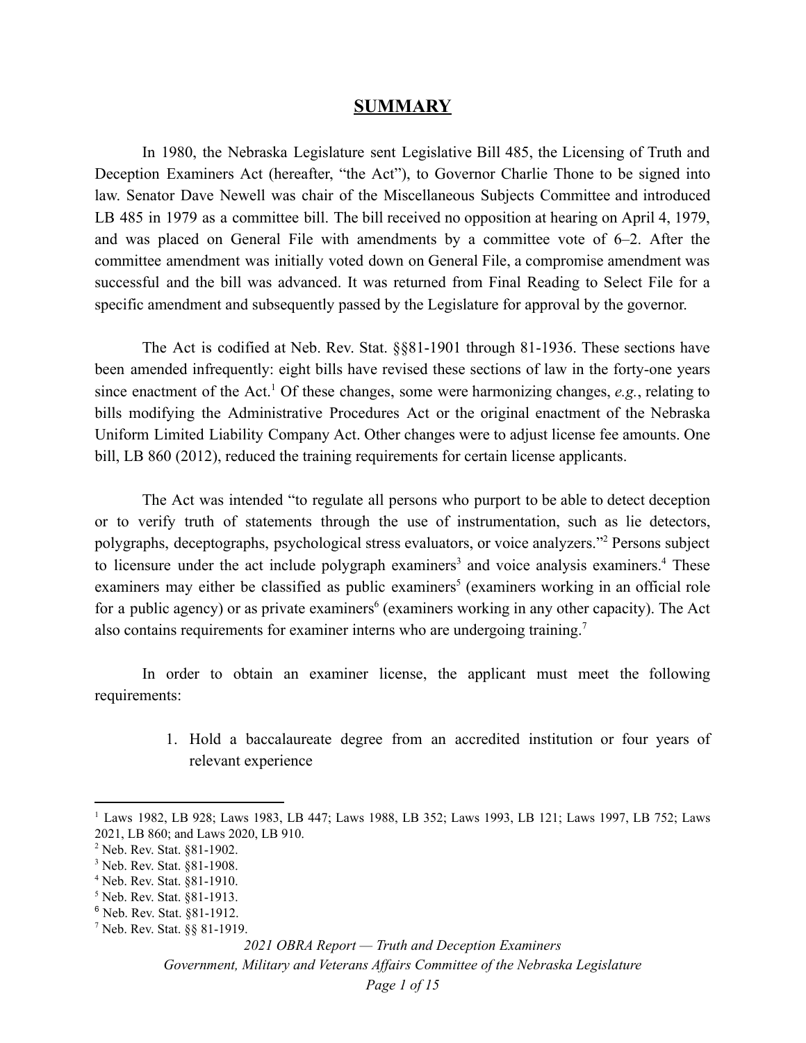## SUMMARY

In 1980, the Nebraska Legislature sent Legislative Bill 485, the Licensing of Truth and Deception Examiners Act (hereafter, "the Act"), to Governor Charlie Thone to be signed into law. Senator Dave Newell was chair of the Miscellaneous Subjects Committee and introduced LB 485 in 1979 as a committee bill. The bill received no opposition at hearing on April 4, 1979, and was placed on General File with amendments by a committee vote of 6–2. After the committee amendment was initially voted down on General File, a compromise amendment was successful and the bill was advanced. It was returned from Final Reading to Select File for a specific amendment and subsequently passed by the Legislature for approval by the governor.

The Act is codified at Neb. Rev. Stat. §§81-1901 through 81-1936. These sections have been amended infrequently: eight bills have revised these sections of law in the forty-one years since enactment of the Act.[1] Of these changes, some were harmonizing changes, *e.g.*, relating to bills modifying the Administrative Procedures Act or the original enactment of the Nebraska Uniform Limited Liability Company Act. Other changes were to adjust license fee amounts. One bill, LB 860 (2012), reduced the training requirements for certain license applicants.

The Act was intended "to regulate all persons who purport to be able to detect deception or to verify truth of statements through the use of instrumentation, such as lie detectors, polygraphs, deceptographs, psychological stress evaluators, or voice analyzers."[2] Persons subject to licensure under the act include polygraph examiners[3] and voice analysis examiners.[4] These examiners may either be classified as public examiners[5] (examiners working in an official role for a public agency) or as private examiners[6] (examiners working in any other capacity). The Act also contains requirements for examiner interns who are undergoing training.[7]

In order to obtain an examiner license, the applicant must meet the following requirements:

1. Hold a baccalaureate degree from an accredited institution or four years of relevant experience

---

[1] Laws 1982, LB 928; Laws 1983, LB 447; Laws 1988, LB 352; Laws 1993, LB 121; Laws 1997, LB 752; Laws 2021, LB 860; and Laws 2020, LB 910.

[2] Neb. Rev. Stat. §81-1902.

[3] Neb. Rev. Stat. §81-1908.

[4] Neb. Rev. Stat. §81-1910.

[5] Neb. Rev. Stat. §81-1913.

[6] Neb. Rev. Stat. §81-1912.

[7] Neb. Rev. Stat. §§ 81-1919.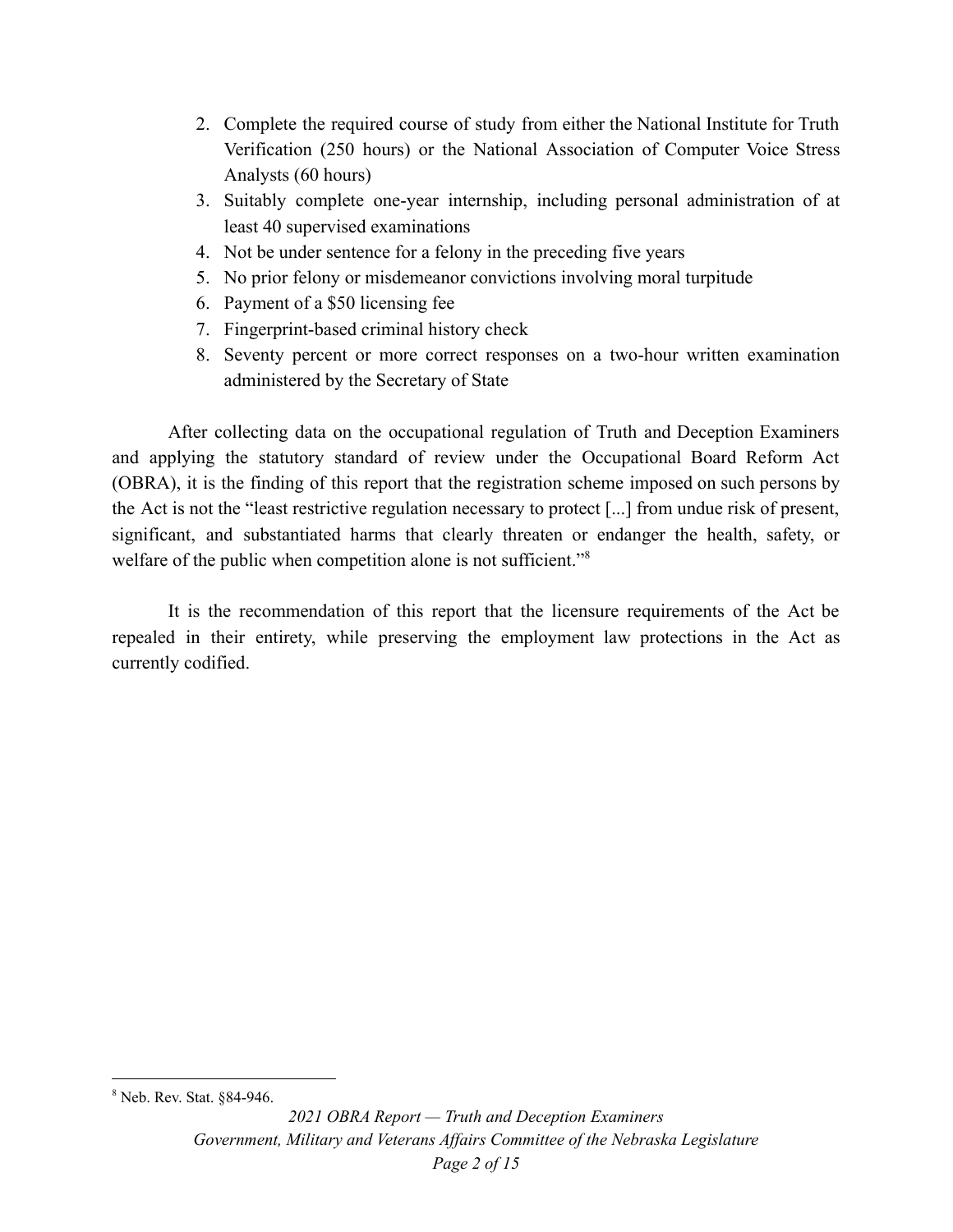2. Complete the required course of study from either the National Institute for Truth Verification (250 hours) or the National Association of Computer Voice Stress Analysts (60 hours)
3. Suitably complete one-year internship, including personal administration of at least 40 supervised examinations
4. Not be under sentence for a felony in the preceding five years
5. No prior felony or misdemeanor convictions involving moral turpitude
6. Payment of a $50 licensing fee
7. Fingerprint-based criminal history check
8. Seventy percent or more correct responses on a two-hour written examination administered by the Secretary of State

After collecting data on the occupational regulation of Truth and Deception Examiners and applying the statutory standard of review under the Occupational Board Reform Act (OBRA), it is the finding of this report that the registration scheme imposed on such persons by the Act is not the "least restrictive regulation necessary to protect [...] from undue risk of present, significant, and substantiated harms that clearly threaten or endanger the health, safety, or welfare of the public when competition alone is not sufficient."[8]

It is the recommendation of this report that the licensure requirements of the Act be repealed in their entirety, while preserving the employment law protections in the Act as currently codified.

---

[8] Neb. Rev. Stat. §84-946.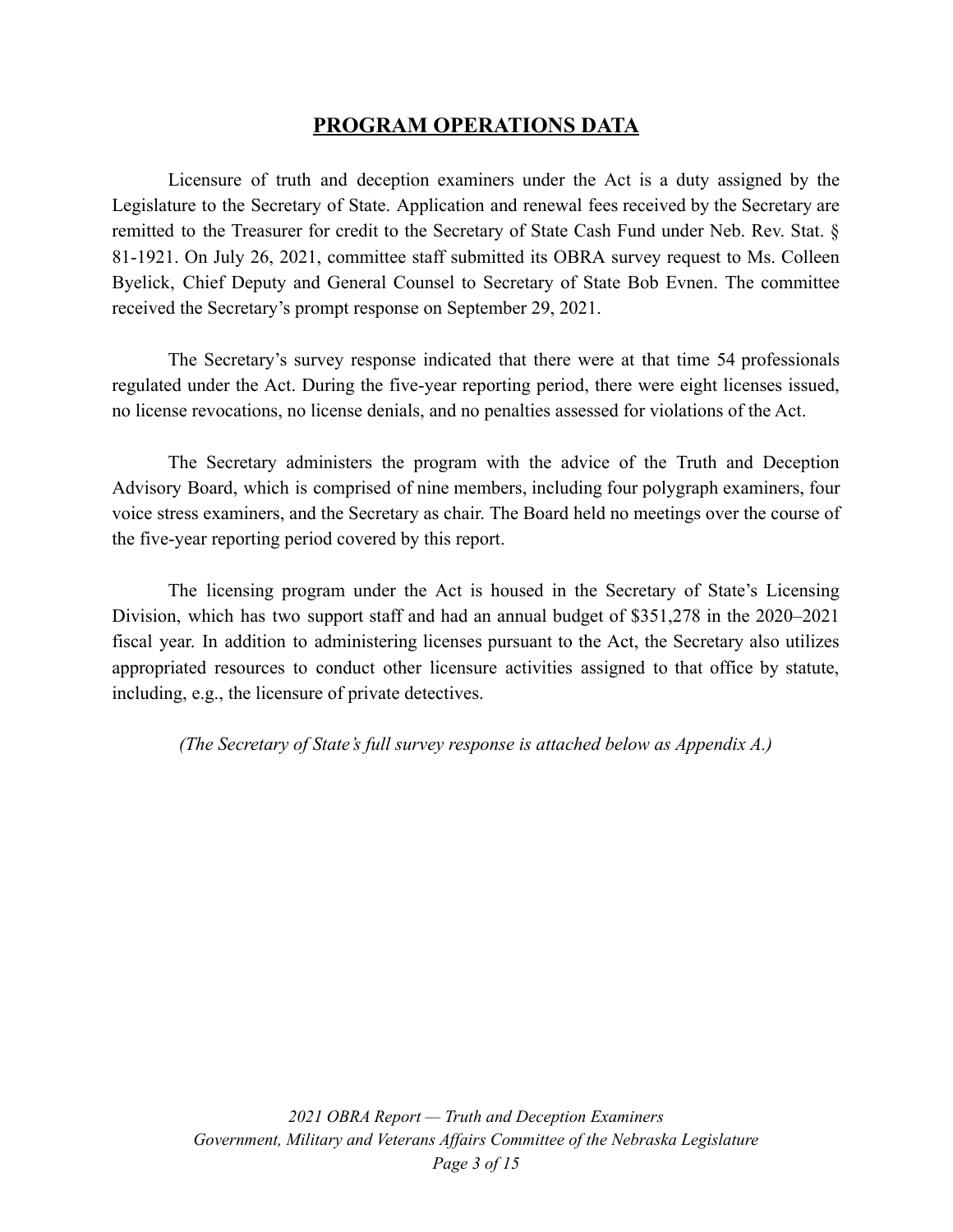## **PROGRAM OPERATIONS DATA**

Licensure of truth and deception examiners under the Act is a duty assigned by the Legislature to the Secretary of State. Application and renewal fees received by the Secretary are remitted to the Treasurer for credit to the Secretary of State Cash Fund under Neb. Rev. Stat. § 81-1921. On July 26, 2021, committee staff submitted its OBRA survey request to Ms. Colleen Byelick, Chief Deputy and General Counsel to Secretary of State Bob Evnen. The committee received the Secretary's prompt response on September 29, 2021.

The Secretary's survey response indicated that there were at that time 54 professionals regulated under the Act. During the five-year reporting period, there were eight licenses issued, no license revocations, no license denials, and no penalties assessed for violations of the Act.

The Secretary administers the program with the advice of the Truth and Deception Advisory Board, which is comprised of nine members, including four polygraph examiners, four voice stress examiners, and the Secretary as chair. The Board held no meetings over the course of the five-year reporting period covered by this report.

The licensing program under the Act is housed in the Secretary of State's Licensing Division, which has two support staff and had an annual budget of $351,278 in the 2020–2021 fiscal year. In addition to administering licenses pursuant to the Act, the Secretary also utilizes appropriated resources to conduct other licensure activities assigned to that office by statute, including, e.g., the licensure of private detectives.

*(The Secretary of State's full survey response is attached below as Appendix A.)*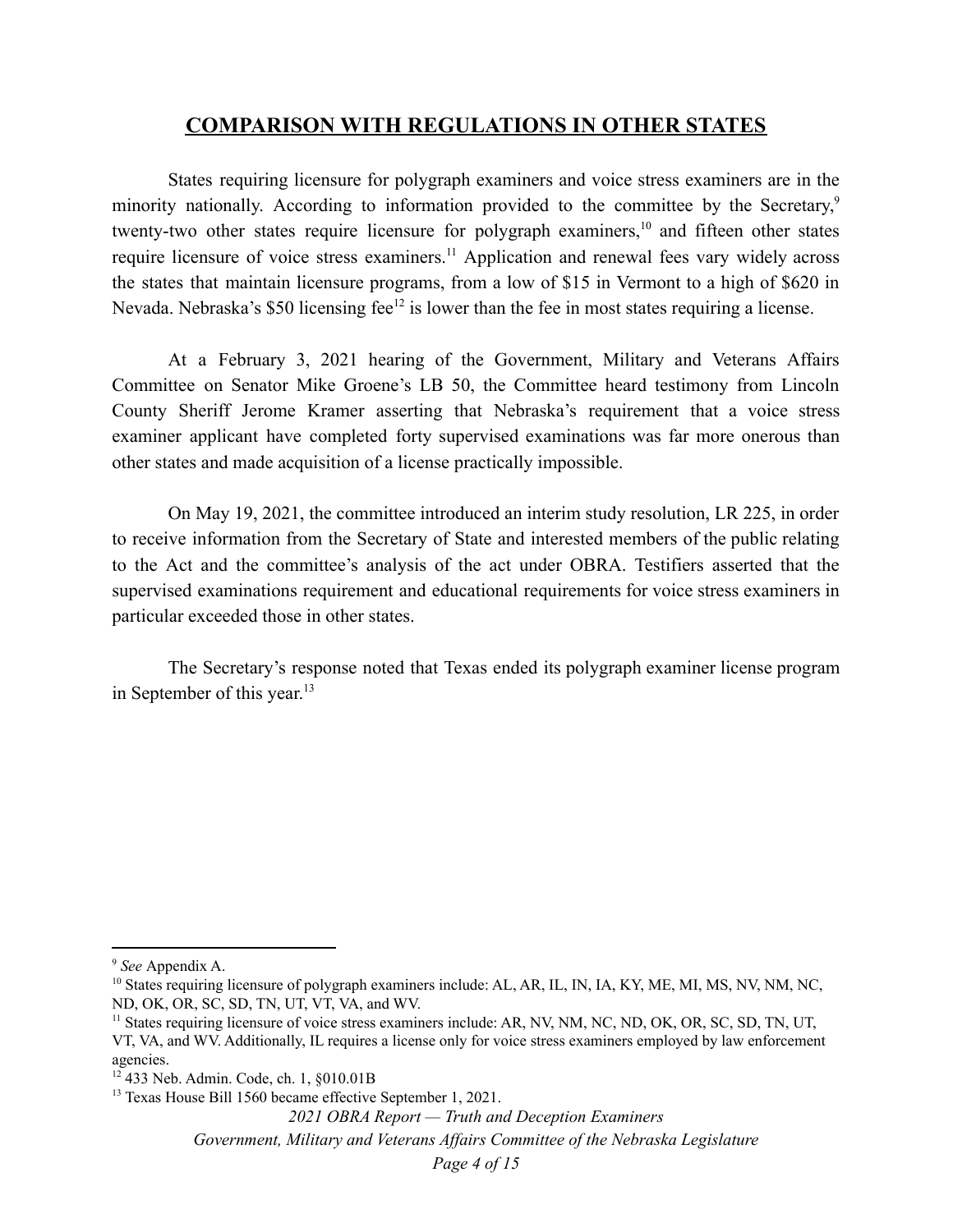## COMPARISON WITH REGULATIONS IN OTHER STATES

States requiring licensure for polygraph examiners and voice stress examiners are in the minority nationally. According to information provided to the committee by the Secretary,[9] twenty-two other states require licensure for polygraph examiners,[10] and fifteen other states require licensure of voice stress examiners.[11] Application and renewal fees vary widely across the states that maintain licensure programs, from a low of $15 in Vermont to a high of $620 in Nevada. Nebraska's $50 licensing fee[12] is lower than the fee in most states requiring a license.

At a February 3, 2021 hearing of the Government, Military and Veterans Affairs Committee on Senator Mike Groene's LB 50, the Committee heard testimony from Lincoln County Sheriff Jerome Kramer asserting that Nebraska's requirement that a voice stress examiner applicant have completed forty supervised examinations was far more onerous than other states and made acquisition of a license practically impossible.

On May 19, 2021, the committee introduced an interim study resolution, LR 225, in order to receive information from the Secretary of State and interested members of the public relating to the Act and the committee's analysis of the act under OBRA. Testifiers asserted that the supervised examinations requirement and educational requirements for voice stress examiners in particular exceeded those in other states.

The Secretary's response noted that Texas ended its polygraph examiner license program in September of this year.[13]

---

[9] *See* Appendix A.

[10] States requiring licensure of polygraph examiners include: AL, AR, IL, IN, IA, KY, ME, MI, MS, NV, NM, NC, ND, OK, OR, SC, SD, TN, UT, VT, VA, and WV.

[11] States requiring licensure of voice stress examiners include: AR, NV, NM, NC, ND, OK, OR, SC, SD, TN, UT, VT, VA, and WV. Additionally, IL requires a license only for voice stress examiners employed by law enforcement agencies.

[12] 433 Neb. Admin. Code, ch. 1, §010.01B

[13] Texas House Bill 1560 became effective September 1, 2021.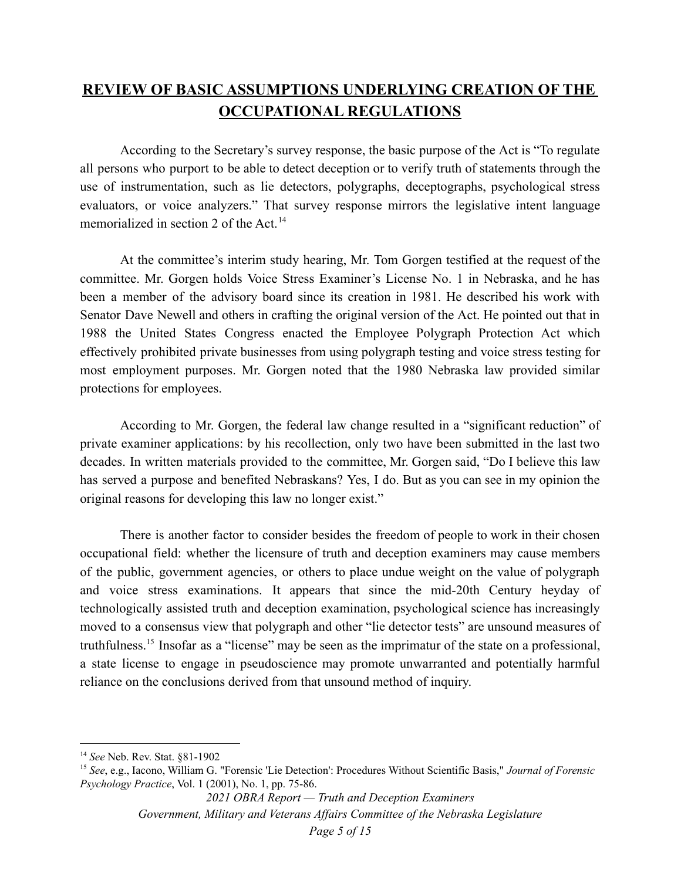## REVIEW OF BASIC ASSUMPTIONS UNDERLYING CREATION OF THE OCCUPATIONAL REGULATIONS

According to the Secretary's survey response, the basic purpose of the Act is "To regulate all persons who purport to be able to detect deception or to verify truth of statements through the use of instrumentation, such as lie detectors, polygraphs, deceptographs, psychological stress evaluators, or voice analyzers." That survey response mirrors the legislative intent language memorialized in section 2 of the Act.[14]

At the committee's interim study hearing, Mr. Tom Gorgen testified at the request of the committee. Mr. Gorgen holds Voice Stress Examiner's License No. 1 in Nebraska, and he has been a member of the advisory board since its creation in 1981. He described his work with Senator Dave Newell and others in crafting the original version of the Act. He pointed out that in 1988 the United States Congress enacted the Employee Polygraph Protection Act which effectively prohibited private businesses from using polygraph testing and voice stress testing for most employment purposes. Mr. Gorgen noted that the 1980 Nebraska law provided similar protections for employees.

According to Mr. Gorgen, the federal law change resulted in a "significant reduction" of private examiner applications: by his recollection, only two have been submitted in the last two decades. In written materials provided to the committee, Mr. Gorgen said, "Do I believe this law has served a purpose and benefited Nebraskans? Yes, I do. But as you can see in my opinion the original reasons for developing this law no longer exist."

There is another factor to consider besides the freedom of people to work in their chosen occupational field: whether the licensure of truth and deception examiners may cause members of the public, government agencies, or others to place undue weight on the value of polygraph and voice stress examinations. It appears that since the mid-20th Century heyday of technologically assisted truth and deception examination, psychological science has increasingly moved to a consensus view that polygraph and other "lie detector tests" are unsound measures of truthfulness.[15] Insofar as a "license" may be seen as the imprimatur of the state on a professional, a state license to engage in pseudoscience may promote unwarranted and potentially harmful reliance on the conclusions derived from that unsound method of inquiry.

---

[14] *See* Neb. Rev. Stat. §81-1902

[15] *See*, e.g., Iacono, William G. "Forensic 'Lie Detection': Procedures Without Scientific Basis," *Journal of Forensic Psychology Practice*, Vol. 1 (2001), No. 1, pp. 75-86.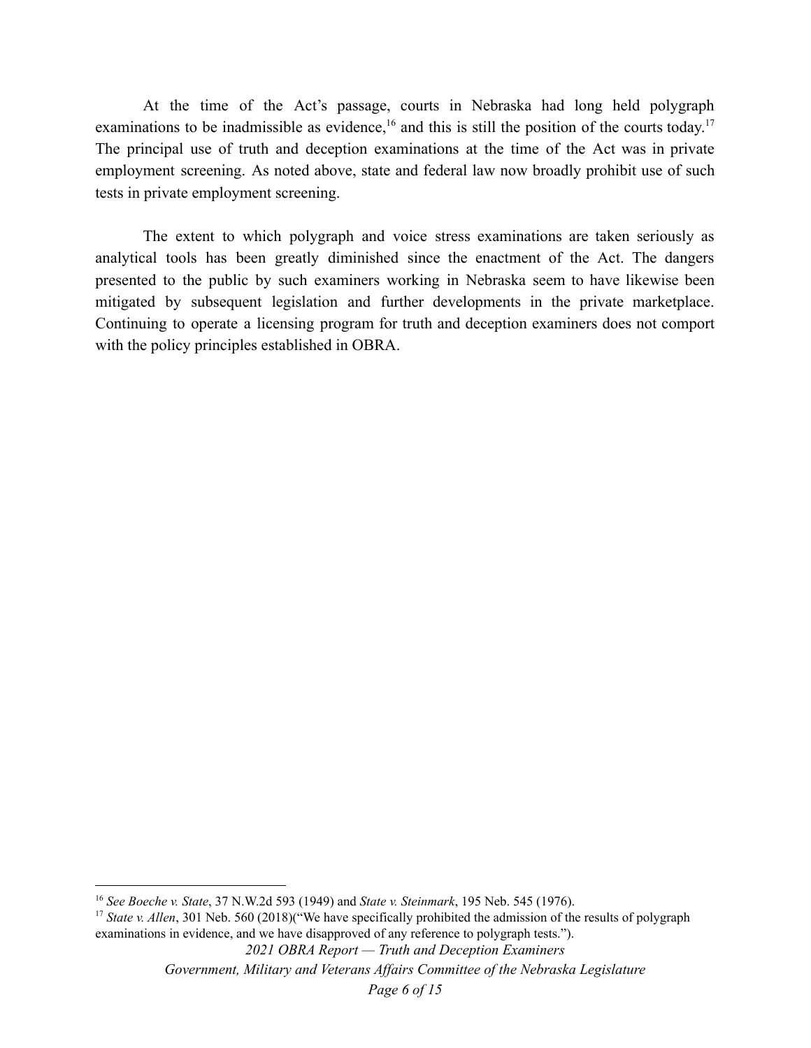At the time of the Act's passage, courts in Nebraska had long held polygraph examinations to be inadmissible as evidence,[16] and this is still the position of the courts today.[17] The principal use of truth and deception examinations at the time of the Act was in private employment screening. As noted above, state and federal law now broadly prohibit use of such tests in private employment screening.

The extent to which polygraph and voice stress examinations are taken seriously as analytical tools has been greatly diminished since the enactment of the Act. The dangers presented to the public by such examiners working in Nebraska seem to have likewise been mitigated by subsequent legislation and further developments in the private marketplace. Continuing to operate a licensing program for truth and deception examiners does not comport with the policy principles established in OBRA.

---

[16] *See Boeche v. State*, 37 N.W.2d 593 (1949) and *State v. Steinmark*, 195 Neb. 545 (1976).

[17] *State v. Allen*, 301 Neb. 560 (2018)("We have specifically prohibited the admission of the results of polygraph examinations in evidence, and we have disapproved of any reference to polygraph tests.").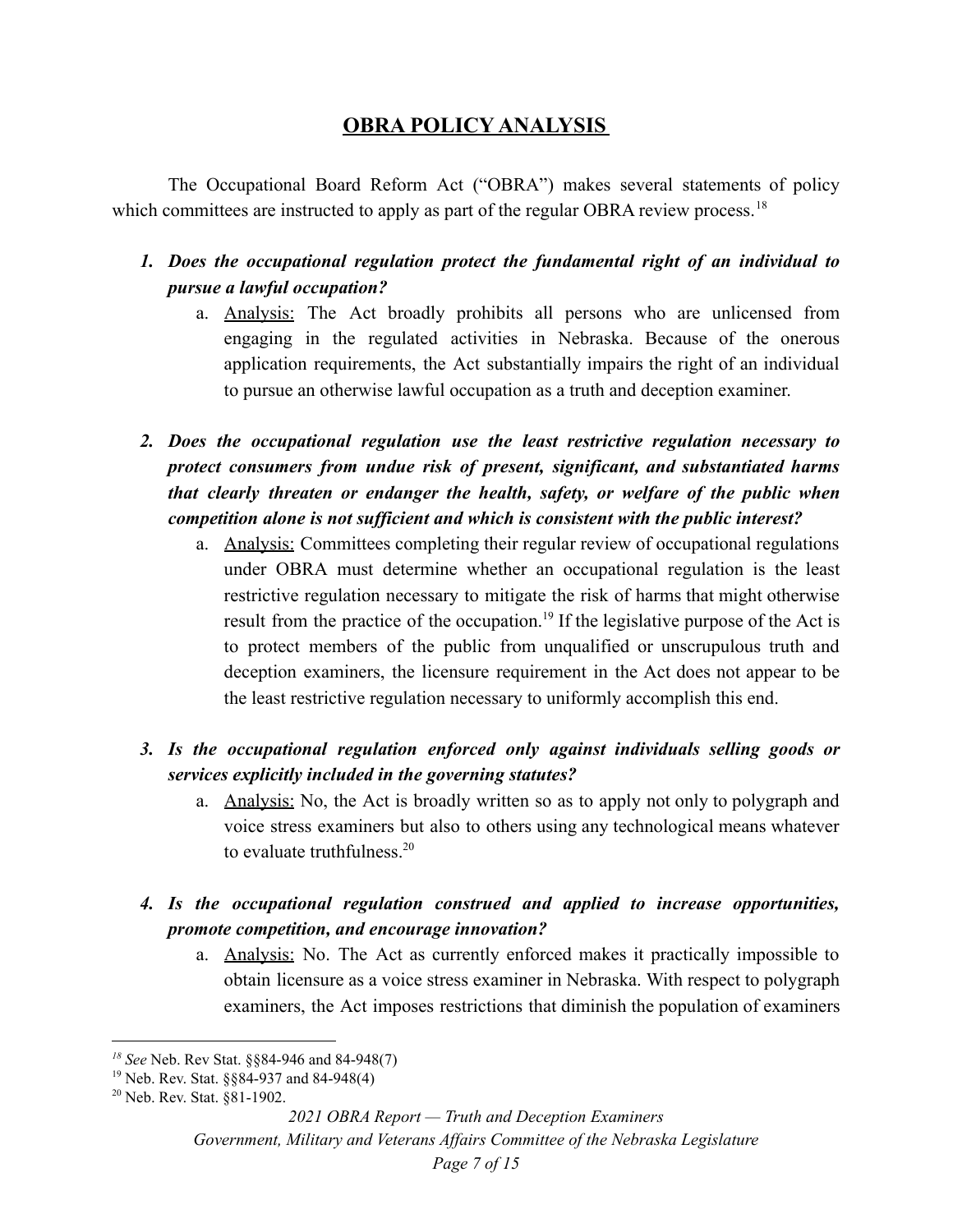## OBRA POLICY ANALYSIS

The Occupational Board Reform Act ("OBRA") makes several statements of policy which committees are instructed to apply as part of the regular OBRA review process.[18]

1. ***Does the occupational regulation protect the fundamental right of an individual to pursue a lawful occupation?***
   a. Analysis: The Act broadly prohibits all persons who are unlicensed from engaging in the regulated activities in Nebraska. Because of the onerous application requirements, the Act substantially impairs the right of an individual to pursue an otherwise lawful occupation as a truth and deception examiner.

2. ***Does the occupational regulation use the least restrictive regulation necessary to protect consumers from undue risk of present, significant, and substantiated harms that clearly threaten or endanger the health, safety, or welfare of the public when competition alone is not sufficient and which is consistent with the public interest?***
   a. Analysis: Committees completing their regular review of occupational regulations under OBRA must determine whether an occupational regulation is the least restrictive regulation necessary to mitigate the risk of harms that might otherwise result from the practice of the occupation.[19] If the legislative purpose of the Act is to protect members of the public from unqualified or unscrupulous truth and deception examiners, the licensure requirement in the Act does not appear to be the least restrictive regulation necessary to uniformly accomplish this end.

3. ***Is the occupational regulation enforced only against individuals selling goods or services explicitly included in the governing statutes?***
   a. Analysis: No, the Act is broadly written so as to apply not only to polygraph and voice stress examiners but also to others using any technological means whatever to evaluate truthfulness.[20]

4. ***Is the occupational regulation construed and applied to increase opportunities, promote competition, and encourage innovation?***
   a. Analysis: No. The Act as currently enforced makes it practically impossible to obtain licensure as a voice stress examiner in Nebraska. With respect to polygraph examiners, the Act imposes restrictions that diminish the population of examiners

---

[18] *See* Neb. Rev Stat. §§84-946 and 84-948(7)

[19] Neb. Rev. Stat. §§84-937 and 84-948(4)

[20] Neb. Rev. Stat. §81-1902.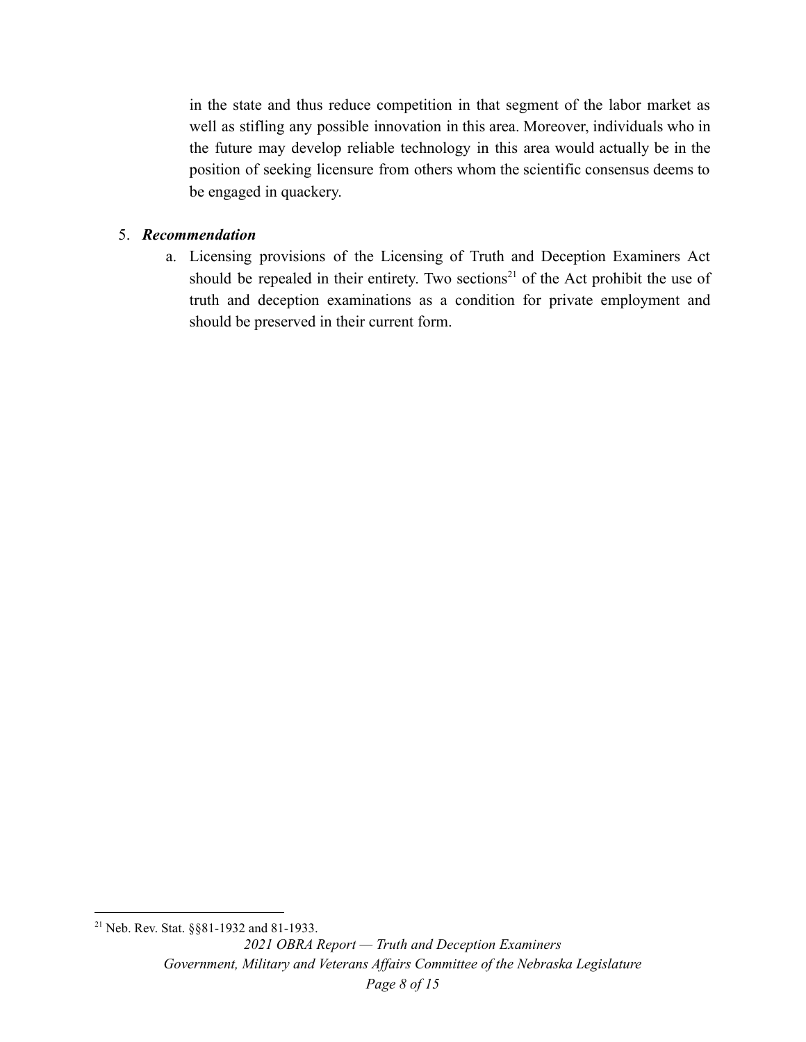in the state and thus reduce competition in that segment of the labor market as well as stifling any possible innovation in this area. Moreover, individuals who in the future may develop reliable technology in this area would actually be in the position of seeking licensure from others whom the scientific consensus deems to be engaged in quackery.

5. ***Recommendation***
   a. Licensing provisions of the Licensing of Truth and Deception Examiners Act should be repealed in their entirety. Two sections[21] of the Act prohibit the use of truth and deception examinations as a condition for private employment and should be preserved in their current form.

[21] Neb. Rev. Stat. §§81-1932 and 81-1933.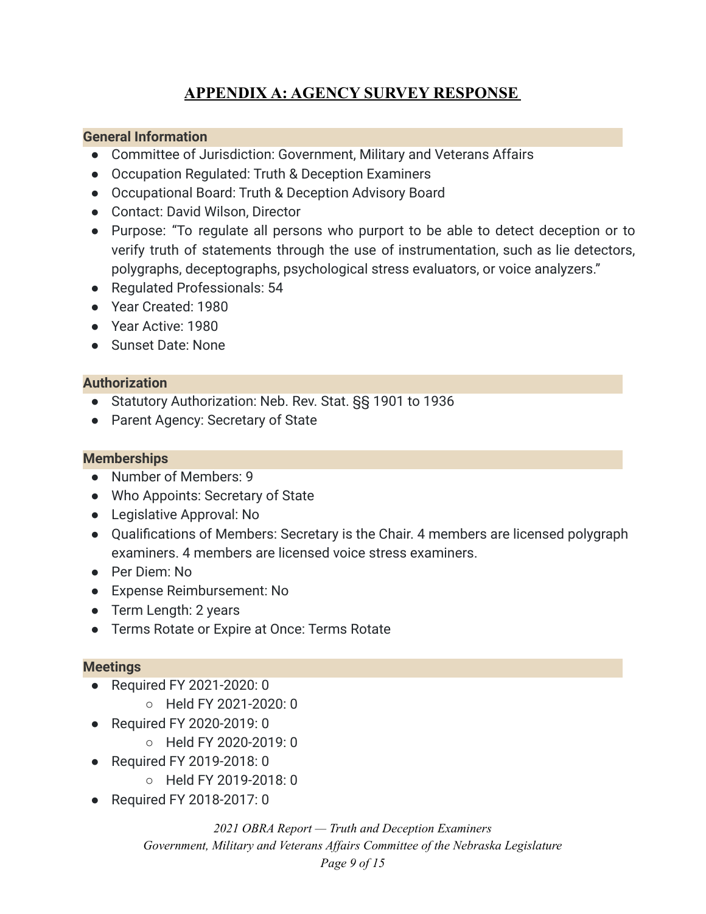# APPENDIX A: AGENCY SURVEY RESPONSE

**General Information**

- Committee of Jurisdiction: Government, Military and Veterans Affairs
- Occupation Regulated: Truth & Deception Examiners
- Occupational Board: Truth & Deception Advisory Board
- Contact: David Wilson, Director
- Purpose: "To regulate all persons who purport to be able to detect deception or to verify truth of statements through the use of instrumentation, such as lie detectors, polygraphs, deceptographs, psychological stress evaluators, or voice analyzers."
- Regulated Professionals: 54
- Year Created: 1980
- Year Active: 1980
- Sunset Date: None

**Authorization**

- Statutory Authorization: Neb. Rev. Stat. §§ 1901 to 1936
- Parent Agency: Secretary of State

**Memberships**

- Number of Members: 9
- Who Appoints: Secretary of State
- Legislative Approval: No
- Qualifications of Members: Secretary is the Chair. 4 members are licensed polygraph examiners. 4 members are licensed voice stress examiners.
- Per Diem: No
- Expense Reimbursement: No
- Term Length: 2 years
- Terms Rotate or Expire at Once: Terms Rotate

**Meetings**

- Required FY 2021-2020: 0
    - Held FY 2021-2020: 0
- Required FY 2020-2019: 0
    - Held FY 2020-2019: 0
- Required FY 2019-2018: 0
    - Held FY 2019-2018: 0
- Required FY 2018-2017: 0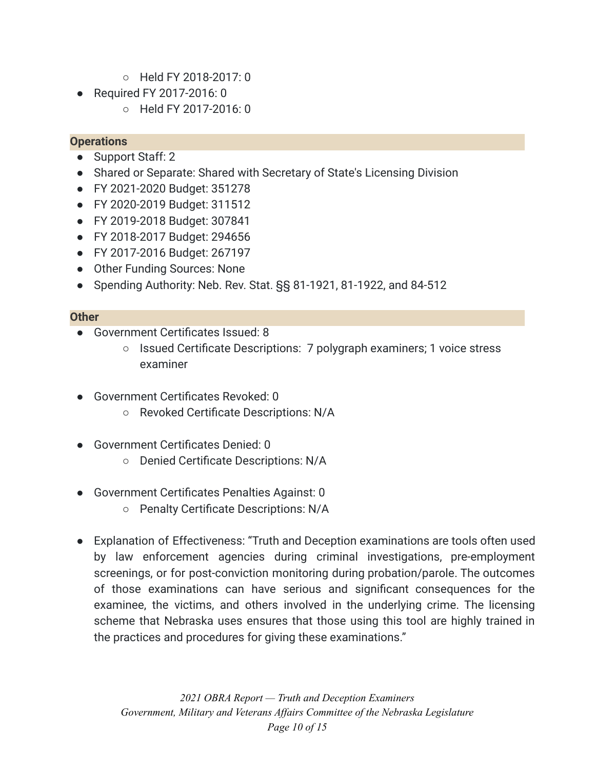- Held FY 2018-2017: 0
- Required FY 2017-2016: 0
    - Held FY 2017-2016: 0

### Operations

- Support Staff: 2
- Shared or Separate: Shared with Secretary of State's Licensing Division
- FY 2021-2020 Budget: 351278
- FY 2020-2019 Budget: 311512
- FY 2019-2018 Budget: 307841
- FY 2018-2017 Budget: 294656
- FY 2017-2016 Budget: 267197
- Other Funding Sources: None
- Spending Authority: Neb. Rev. Stat. §§ 81-1921, 81-1922, and 84-512

### Other

- Government Certificates Issued: 8
    - Issued Certificate Descriptions: 7 polygraph examiners; 1 voice stress examiner

- Government Certificates Revoked: 0
    - Revoked Certificate Descriptions: N/A

- Government Certificates Denied: 0
    - Denied Certificate Descriptions: N/A

- Government Certificates Penalties Against: 0
    - Penalty Certificate Descriptions: N/A

- Explanation of Effectiveness: "Truth and Deception examinations are tools often used by law enforcement agencies during criminal investigations, pre-employment screenings, or for post-conviction monitoring during probation/parole. The outcomes of those examinations can have serious and significant consequences for the examinee, the victims, and others involved in the underlying crime. The licensing scheme that Nebraska uses ensures that those using this tool are highly trained in the practices and procedures for giving these examinations."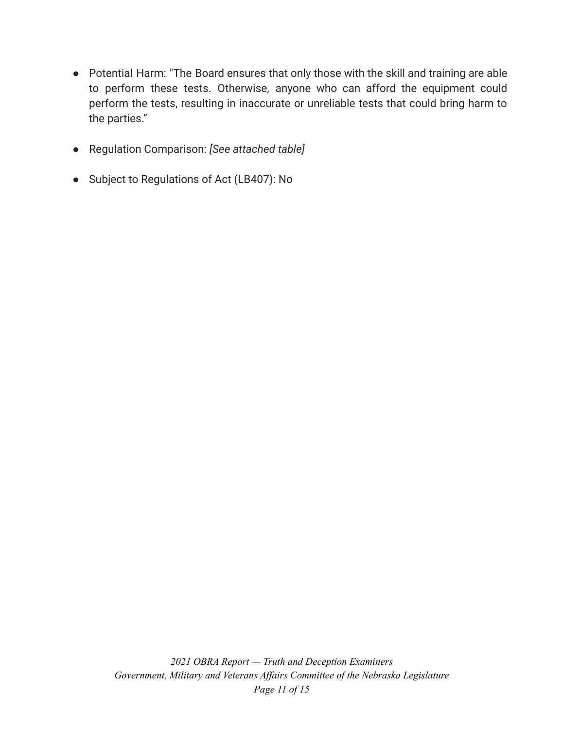- Potential Harm: "The Board ensures that only those with the skill and training are able to perform these tests. Otherwise, anyone who can afford the equipment could perform the tests, resulting in inaccurate or unreliable tests that could bring harm to the parties."

- Regulation Comparison: *[See attached table]*

- Subject to Regulations of Act (LB407): No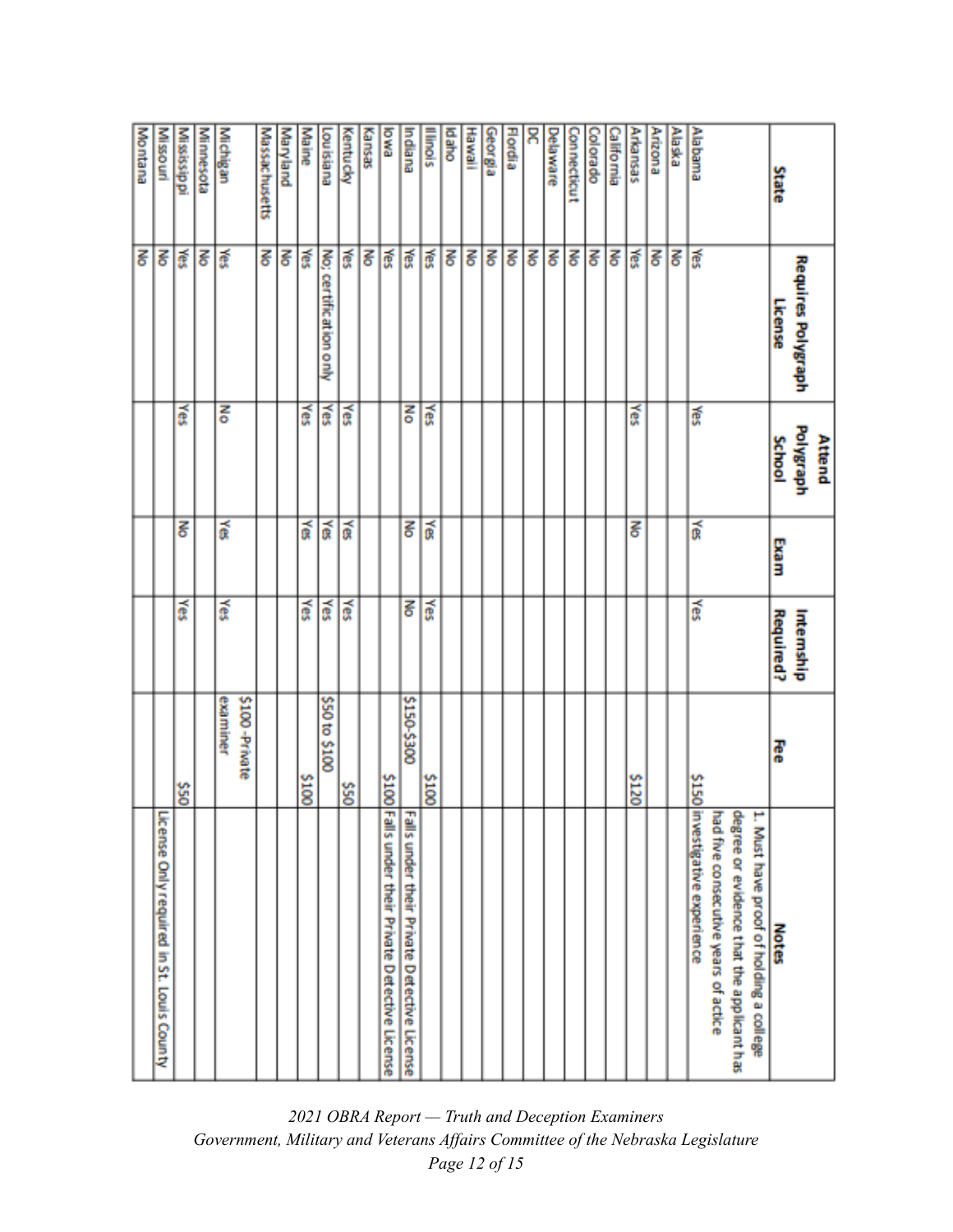| State | Requires Polygraph License | Attend Polygraph School | Exam | Internship Required? | Fee | Notes |
|---|---|---|---|---|---|---|
| Alabama | Yes | Yes | Yes | Yes | $150 | 1. Must have proof of holding a college degree or evidence that the applicant has had five consecutive years of actice investigative experience |
| Alaska | No | | | | | |
| Arizona | No | | | | | |
| Arkansas | Yes | Yes | No | | $120 | |
| California | No | | | | | |
| Colorado | No | | | | | |
| Connecticut | No | | | | | |
| Delaware | No | | | | | |
| DC | No | | | | | |
| Flordia | No | | | | | |
| Georgia | No | | | | | |
| Hawaii | No | | | | | |
| Idaho | No | | | | | |
| Illinois | Yes | Yes | Yes | Yes | $100 | |
| Indiana | Yes | No | No | No | $150-$300 | Falls under their Private Detective License |
| Iowa | Yes | | | | $100 | Falls under their Private Detective License |
| Kansas | No | | | | | |
| Kentucky | Yes | Yes | Yes | Yes | $50 | |
| Louisiana | No; certification only | Yes | Yes | Yes | $50 to $100 | |
| Maine | Yes | Yes | Yes | Yes | $100 | |
| Maryland | No | | | | | |
| Massachusetts | No | | | | $100 -Private examiner | |
| Michigan | Yes | No | Yes | Yes | | |
| Minnesota | No | | | | | |
| Mississippi | Yes | Yes | No | Yes | $50 | |
| Missouri | No | | | | | License Only required in St. Louis County |
| Montana | No | | | | | |

*2021 OBRA Report — Truth and Deception Examiners*
*Government, Military and Veterans Affairs Committee of the Nebraska Legislature*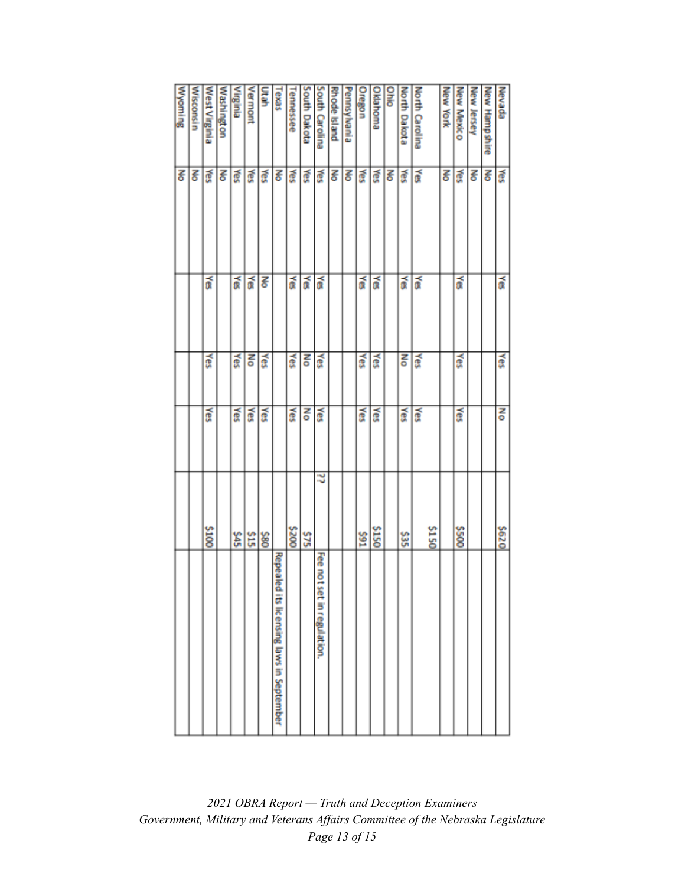| | | | | | | | |
|---|---|---|---|---|---|---|---|
| Nevada | Yes | Yes | Yes | No | | $620 | |
| New Hampshire | No | | | | | | |
| New Jersey | No | | | | | | |
| New Mexico | Yes | Yes | Yes | Yes | | $500 | |
| New York | No | | | | | | |
| North Carolina | Yes | Yes | Yes | Yes | | $150 | |
| North Dakota | Yes | Yes | No | Yes | | $35 | |
| Ohio | No | | | | | | |
| Oklahoma | Yes | Yes | Yes | Yes | | $150 | |
| Oregon | Yes | Yes | Yes | Yes | | $91 | |
| Pennsylvania | No | | | | | | |
| Rhode Island | No | | | | | | |
| South Carolina | Yes | Yes | Yes | Yes | ?? | | Fee not set in regulation. |
| South Dakota | Yes | Yes | No | No | | $75 | |
| Tennessee | Yes | Yes | Yes | Yes | | $200 | |
| Texas | No | | | | | | Repealed its licensing laws in September |
| Utah | Yes | No | Yes | Yes | | $80 | |
| Vermont | Yes | Yes | No | Yes | | $15 | |
| Virginia | Yes | Yes | Yes | Yes | | $45 | |
| Washington | No | | | | | | |
| West Virginia | Yes | Yes | Yes | Yes | | $100 | |
| Wisconsin | No | | | | | | |
| Wyoming | No | | | | | | |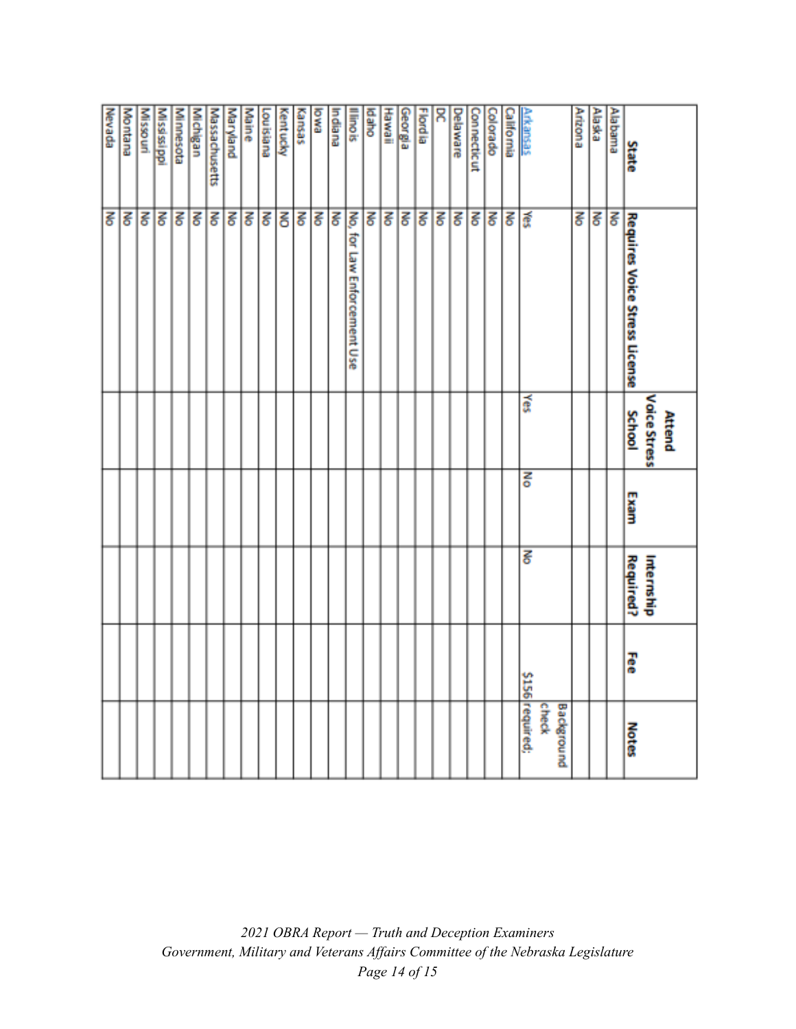| State | Requires Voice Stress License | Attend Voice Stress School | Exam | Internship Required? | Fee | Notes |
|---|---|---|---|---|---|---|
| Alabama | No | | | | | |
| Alaska | No | | | | | |
| Arizona | No | | | | | |
| Arkansas | Yes | Yes | No | No | $156 | Background check required; |
| California | No | | | | | |
| Colorado | No | | | | | |
| Connecticut | No | | | | | |
| Delaware | No | | | | | |
| DC | No | | | | | |
| Flordia | No | | | | | |
| Georgia | No | | | | | |
| Hawaii | No | | | | | |
| Idaho | No | | | | | |
| Illinois | No, for Law Enforcement Use | | | | | |
| Indiana | No | | | | | |
| Iowa | No | | | | | |
| Kansas | No | | | | | |
| Kentucky | NO | | | | | |
| Louisiana | No | | | | | |
| Maine | No | | | | | |
| Maryland | No | | | | | |
| Massachusetts | No | | | | | |
| Michigan | No | | | | | |
| Minnesota | No | | | | | |
| Mississippi | No | | | | | |
| Missouri | No | | | | | |
| Montana | No | | | | | |
| Nevada | No | | | | | |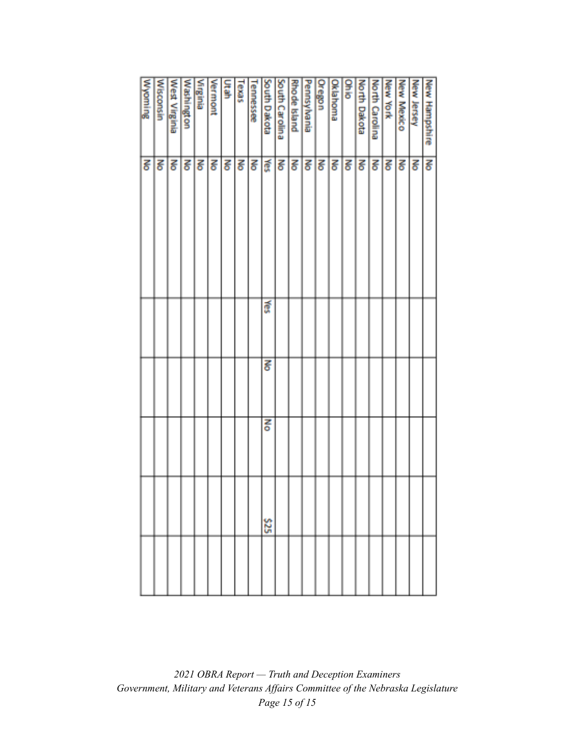| | | | | | | | |
|---|---|---|---|---|---|---|---|
| New Hampshire | No | | | | | | |
| New Jersey | No | | | | | | |
| New Mexico | No | | | | | | |
| New York | No | | | | | | |
| North Carolina | No | | | | | | |
| North Dakota | No | | | | | | |
| Ohio | No | | | | | | |
| Oklahoma | No | | | | | | |
| Oregon | No | | | | | | |
| Pennsylvania | No | | | | | | |
| Rhode Island | No | | | | | | |
| South Carolina | No | | | | | | |
| South Dakota | Yes | | Yes | No | No | $25 | |
| Tennessee | No | | | | | | |
| Texas | No | | | | | | |
| Utah | No | | | | | | |
| Vermont | No | | | | | | |
| Virginia | No | | | | | | |
| Washington | No | | | | | | |
| West Virginia | No | | | | | | |
| Wisconsin | No | | | | | | |
| Wyoming | No | | | | | | |